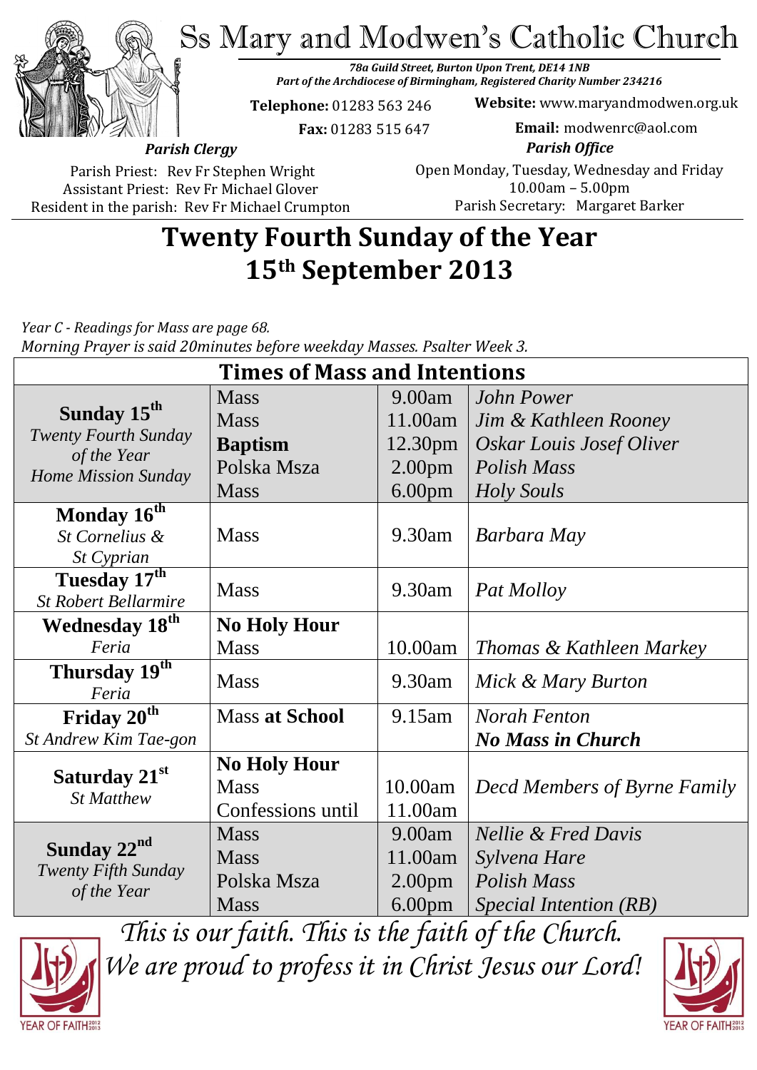# Ss Mary and Modwen's Catholic Church

***78a Guild Street, Burton Upon Trent, DE14 1NB***
***Part of the Archdiocese of Birmingham, Registered Charity Number 234216***

**Telephone:** 01283 563 246
**Fax:** 01283 515 647

**Website:** www.maryandmodwen.org.uk
**Email:** modwenrc@aol.com

***Parish Clergy***

Parish Priest: Rev Fr Stephen Wright
Assistant Priest: Rev Fr Michael Glover
Resident in the parish: Rev Fr Michael Crumpton

***Parish Office***

Open Monday, Tuesday, Wednesday and Friday
10.00am – 5.00pm
Parish Secretary: Margaret Barker

# Twenty Fourth Sunday of the Year
# 15th September 2013

*Year C - Readings for Mass are page 68.*
*Morning Prayer is said 20minutes before weekday Masses. Psalter Week 3.*

| Times of Mass and Intentions | | | |
|---|---|---|---|
| **Sunday 15th** *Twenty Fourth Sunday of the Year* *Home Mission Sunday* | Mass<br>Mass<br>**Baptism**<br>Polska Msza<br>Mass | 9.00am<br>11.00am<br>12.30pm<br>2.00pm<br>6.00pm | *John Power*<br>*Jim & Kathleen Rooney*<br>*Oskar Louis Josef Oliver*<br>*Polish Mass*<br>*Holy Souls* |
| **Monday 16th** *St Cornelius & St Cyprian* | Mass | 9.30am | *Barbara May* |
| **Tuesday 17th** *St Robert Bellarmire* | Mass | 9.30am | *Pat Molloy* |
| **Wednesday 18th** *Feria* | **No Holy Hour**<br>Mass | 10.00am | *Thomas & Kathleen Markey* |
| **Thursday 19th** *Feria* | Mass | 9.30am | *Mick & Mary Burton* |
| **Friday 20th** *St Andrew Kim Tae-gon* | Mass **at School** | 9.15am | *Norah Fenton*<br>***No Mass in Church*** |
| **Saturday 21st** *St Matthew* | **No Holy Hour**<br>Mass<br>Confessions until | 10.00am<br>11.00am | *Decd Members of Byrne Family* |
| **Sunday 22nd** *Twenty Fifth Sunday of the Year* | Mass<br>Mass<br>Polska Msza<br>Mass | 9.00am<br>11.00am<br>2.00pm<br>6.00pm | *Nellie & Fred Davis*<br>*Sylvena Hare*<br>*Polish Mass*<br>*Special Intention (RB)* |

*This is our faith. This is the faith of the Church.*
*We are proud to profess it in Christ Jesus our Lord!*

YEAR OF FAITH 2012 2013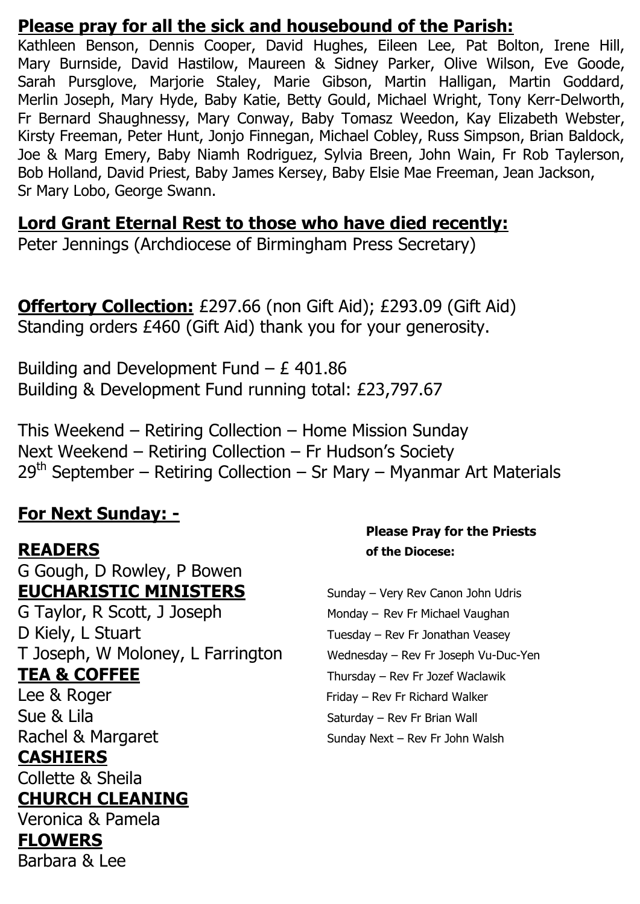**Please pray for all the sick and housebound of the Parish:**

Kathleen Benson, Dennis Cooper, David Hughes, Eileen Lee, Pat Bolton, Irene Hill, Mary Burnside, David Hastilow, Maureen & Sidney Parker, Olive Wilson, Eve Goode, Sarah Pursglove, Marjorie Staley, Marie Gibson, Martin Halligan, Martin Goddard, Merlin Joseph, Mary Hyde, Baby Katie, Betty Gould, Michael Wright, Tony Kerr-Delworth, Fr Bernard Shaughnessy, Mary Conway, Baby Tomasz Weedon, Kay Elizabeth Webster, Kirsty Freeman, Peter Hunt, Jonjo Finnegan, Michael Cobley, Russ Simpson, Brian Baldock, Joe & Marg Emery, Baby Niamh Rodriguez, Sylvia Breen, John Wain, Fr Rob Taylerson, Bob Holland, David Priest, Baby James Kersey, Baby Elsie Mae Freeman, Jean Jackson, Sr Mary Lobo, George Swann.

**Lord Grant Eternal Rest to those who have died recently:**

Peter Jennings (Archdiocese of Birmingham Press Secretary)

**Offertory Collection:** £297.66 (non Gift Aid); £293.09 (Gift Aid)
Standing orders £460 (Gift Aid) thank you for your generosity.

Building and Development Fund – £ 401.86
Building & Development Fund running total: £23,797.67

This Weekend – Retiring Collection – Home Mission Sunday
Next Weekend – Retiring Collection – Fr Hudson's Society
29th September – Retiring Collection – Sr Mary – Myanmar Art Materials

**For Next Sunday: -**

**READERS**
G Gough, D Rowley, P Bowen

**EUCHARISTIC MINISTERS**
G Taylor, R Scott, J Joseph
D Kiely, L Stuart
T Joseph, W Moloney, L Farrington

**TEA & COFFEE**
Lee & Roger
Sue & Lila
Rachel & Margaret

**CASHIERS**
Collette & Sheila

**CHURCH CLEANING**
Veronica & Pamela

**FLOWERS**
Barbara & Lee

**Please Pray for the Priests of the Diocese:**

Sunday – Very Rev Canon John Udris
Monday – Rev Fr Michael Vaughan
Tuesday – Rev Fr Jonathan Veasey
Wednesday – Rev Fr Joseph Vu-Duc-Yen
Thursday – Rev Fr Jozef Waclawik
Friday – Rev Fr Richard Walker
Saturday – Rev Fr Brian Wall
Sunday Next – Rev Fr John Walsh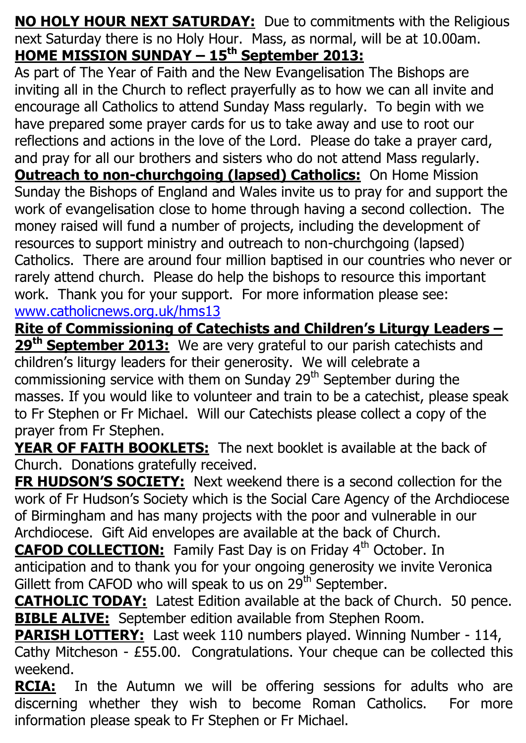**NO HOLY HOUR NEXT SATURDAY:** Due to commitments with the Religious next Saturday there is no Holy Hour. Mass, as normal, will be at 10.00am.

**HOME MISSION SUNDAY – 15th September 2013:**
As part of The Year of Faith and the New Evangelisation The Bishops are inviting all in the Church to reflect prayerfully as to how we can all invite and encourage all Catholics to attend Sunday Mass regularly. To begin with we have prepared some prayer cards for us to take away and use to root our reflections and actions in the love of the Lord. Please do take a prayer card, and pray for all our brothers and sisters who do not attend Mass regularly.

**Outreach to non-churchgoing (lapsed) Catholics:** On Home Mission Sunday the Bishops of England and Wales invite us to pray for and support the work of evangelisation close to home through having a second collection. The money raised will fund a number of projects, including the development of resources to support ministry and outreach to non-churchgoing (lapsed) Catholics. There are around four million baptised in our countries who never or rarely attend church. Please do help the bishops to resource this important work. Thank you for your support. For more information please see: www.catholicnews.org.uk/hms13

**Rite of Commissioning of Catechists and Children's Liturgy Leaders – 29th September 2013:** We are very grateful to our parish catechists and children's liturgy leaders for their generosity. We will celebrate a commissioning service with them on Sunday 29th September during the masses. If you would like to volunteer and train to be a catechist, please speak to Fr Stephen or Fr Michael. Will our Catechists please collect a copy of the prayer from Fr Stephen.

**YEAR OF FAITH BOOKLETS:** The next booklet is available at the back of Church. Donations gratefully received.

**FR HUDSON'S SOCIETY:** Next weekend there is a second collection for the work of Fr Hudson's Society which is the Social Care Agency of the Archdiocese of Birmingham and has many projects with the poor and vulnerable in our Archdiocese. Gift Aid envelopes are available at the back of Church.

**CAFOD COLLECTION:** Family Fast Day is on Friday 4th October. In anticipation and to thank you for your ongoing generosity we invite Veronica Gillett from CAFOD who will speak to us on 29th September.

**CATHOLIC TODAY:** Latest Edition available at the back of Church. 50 pence.

**BIBLE ALIVE:** September edition available from Stephen Room.

**PARISH LOTTERY:** Last week 110 numbers played. Winning Number - 114, Cathy Mitcheson - £55.00. Congratulations. Your cheque can be collected this weekend.

**RCIA:** In the Autumn we will be offering sessions for adults who are discerning whether they wish to become Roman Catholics. For more information please speak to Fr Stephen or Fr Michael.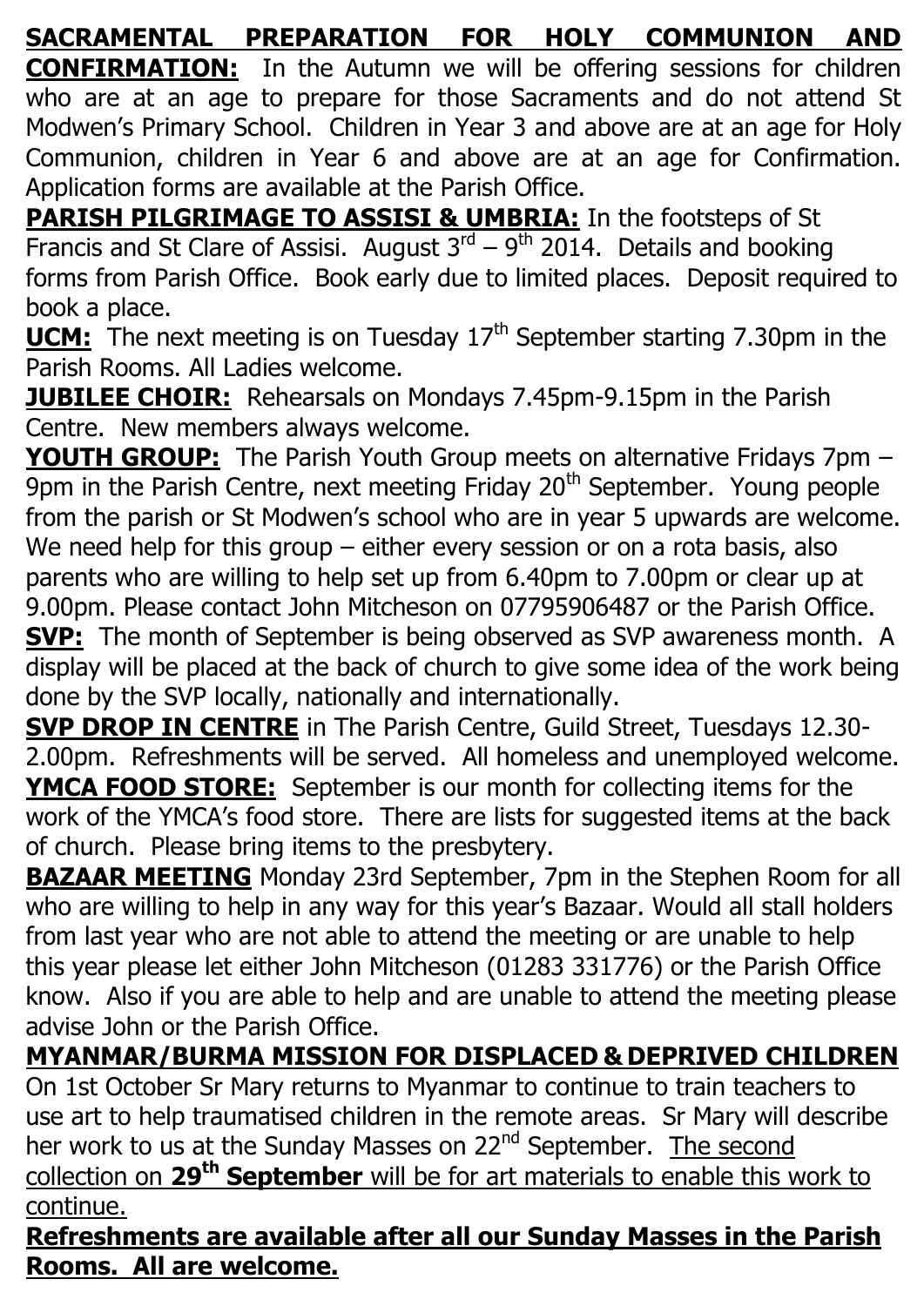**SACRAMENTAL PREPARATION FOR HOLY COMMUNION AND CONFIRMATION:** In the Autumn we will be offering sessions for children who are at an age to prepare for those Sacraments and do not attend St Modwen's Primary School. Children in Year 3 and above are at an age for Holy Communion, children in Year 6 and above are at an age for Confirmation. Application forms are available at the Parish Office.

**PARISH PILGRIMAGE TO ASSISI & UMBRIA:** In the footsteps of St Francis and St Clare of Assisi. August 3rd – 9th 2014. Details and booking forms from Parish Office. Book early due to limited places. Deposit required to book a place.

**UCM:** The next meeting is on Tuesday 17th September starting 7.30pm in the Parish Rooms. All Ladies welcome.

**JUBILEE CHOIR:** Rehearsals on Mondays 7.45pm-9.15pm in the Parish Centre. New members always welcome.

**YOUTH GROUP:** The Parish Youth Group meets on alternative Fridays 7pm – 9pm in the Parish Centre, next meeting Friday 20th September. Young people from the parish or St Modwen's school who are in year 5 upwards are welcome. We need help for this group – either every session or on a rota basis, also parents who are willing to help set up from 6.40pm to 7.00pm or clear up at 9.00pm. Please contact John Mitcheson on 07795906487 or the Parish Office.

**SVP:** The month of September is being observed as SVP awareness month. A display will be placed at the back of church to give some idea of the work being done by the SVP locally, nationally and internationally.

**SVP DROP IN CENTRE** in The Parish Centre, Guild Street, Tuesdays 12.30-2.00pm. Refreshments will be served. All homeless and unemployed welcome.

**YMCA FOOD STORE:** September is our month for collecting items for the work of the YMCA's food store. There are lists for suggested items at the back of church. Please bring items to the presbytery.

**BAZAAR MEETING** Monday 23rd September, 7pm in the Stephen Room for all who are willing to help in any way for this year's Bazaar. Would all stall holders from last year who are not able to attend the meeting or are unable to help this year please let either John Mitcheson (01283 331776) or the Parish Office know. Also if you are able to help and are unable to attend the meeting please advise John or the Parish Office.

**MYANMAR/BURMA MISSION FOR DISPLACED & DEPRIVED CHILDREN**

On 1st October Sr Mary returns to Myanmar to continue to train teachers to use art to help traumatised children in the remote areas. Sr Mary will describe her work to us at the Sunday Masses on 22nd September. The second collection on **29th September** will be for art materials to enable this work to continue.

**Refreshments are available after all our Sunday Masses in the Parish Rooms. All are welcome.**